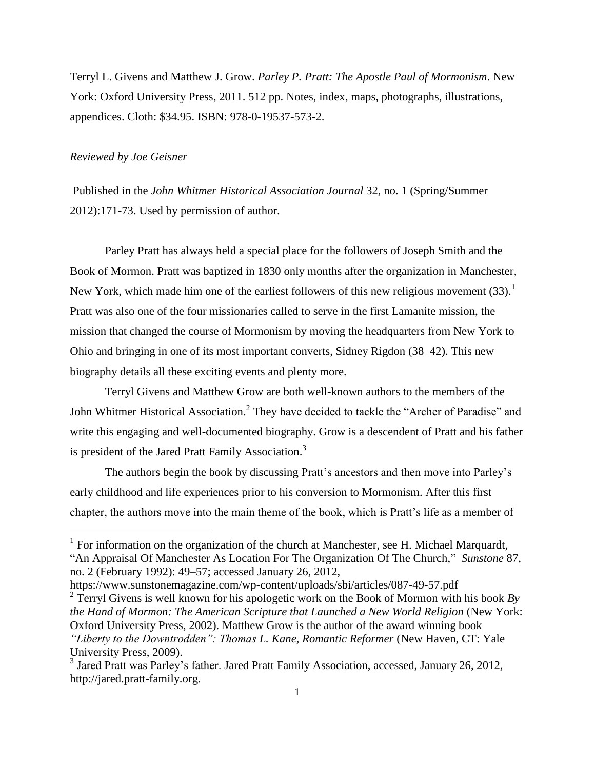Terryl L. Givens and Matthew J. Grow. *Parley P. Pratt: The Apostle Paul of Mormonism*. New York: Oxford University Press, 2011. 512 pp. Notes, index, maps, photographs, illustrations, appendices. Cloth: $34.95. ISBN: 978-0-19537-573-2.

*Reviewed by Joe Geisner*

Published in the *John Whitmer Historical Association Journal* 32, no. 1 (Spring/Summer 2012):171-73. Used by permission of author.

Parley Pratt has always held a special place for the followers of Joseph Smith and the Book of Mormon. Pratt was baptized in 1830 only months after the organization in Manchester, New York, which made him one of the earliest followers of this new religious movement (33).[1] Pratt was also one of the four missionaries called to serve in the first Lamanite mission, the mission that changed the course of Mormonism by moving the headquarters from New York to Ohio and bringing in one of its most important converts, Sidney Rigdon (38–42). This new biography details all these exciting events and plenty more.

Terryl Givens and Matthew Grow are both well-known authors to the members of the John Whitmer Historical Association.[2] They have decided to tackle the "Archer of Paradise" and write this engaging and well-documented biography. Grow is a descendent of Pratt and his father is president of the Jared Pratt Family Association.[3]

The authors begin the book by discussing Pratt's ancestors and then move into Parley's early childhood and life experiences prior to his conversion to Mormonism. After this first chapter, the authors move into the main theme of the book, which is Pratt's life as a member of

---

[1] For information on the organization of the church at Manchester, see H. Michael Marquardt, "An Appraisal Of Manchester As Location For The Organization Of The Church," *Sunstone* 87, no. 2 (February 1992): 49–57; accessed January 26, 2012, https://www.sunstonemagazine.com/wp-content/uploads/sbi/articles/087-49-57.pdf

[2] Terryl Givens is well known for his apologetic work on the Book of Mormon with his book *By the Hand of Mormon: The American Scripture that Launched a New World Religion* (New York: Oxford University Press, 2002). Matthew Grow is the author of the award winning book *"Liberty to the Downtrodden": Thomas L. Kane, Romantic Reformer* (New Haven, CT: Yale University Press, 2009).

[3] Jared Pratt was Parley's father. Jared Pratt Family Association, accessed, January 26, 2012, http://jared.pratt-family.org.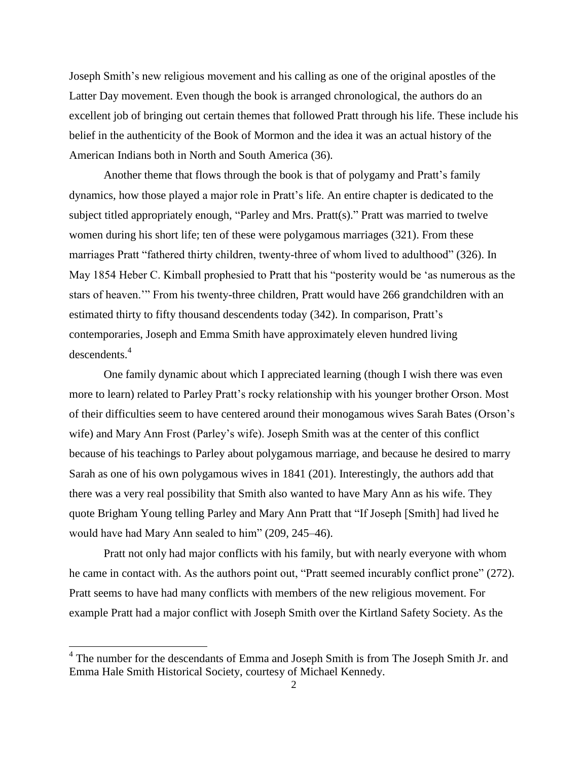Joseph Smith's new religious movement and his calling as one of the original apostles of the Latter Day movement. Even though the book is arranged chronological, the authors do an excellent job of bringing out certain themes that followed Pratt through his life. These include his belief in the authenticity of the Book of Mormon and the idea it was an actual history of the American Indians both in North and South America (36).

Another theme that flows through the book is that of polygamy and Pratt's family dynamics, how those played a major role in Pratt's life. An entire chapter is dedicated to the subject titled appropriately enough, "Parley and Mrs. Pratt(s)." Pratt was married to twelve women during his short life; ten of these were polygamous marriages (321). From these marriages Pratt "fathered thirty children, twenty-three of whom lived to adulthood" (326). In May 1854 Heber C. Kimball prophesied to Pratt that his "posterity would be 'as numerous as the stars of heaven.'" From his twenty-three children, Pratt would have 266 grandchildren with an estimated thirty to fifty thousand descendents today (342). In comparison, Pratt's contemporaries, Joseph and Emma Smith have approximately eleven hundred living descendents.[4]

One family dynamic about which I appreciated learning (though I wish there was even more to learn) related to Parley Pratt's rocky relationship with his younger brother Orson. Most of their difficulties seem to have centered around their monogamous wives Sarah Bates (Orson's wife) and Mary Ann Frost (Parley's wife). Joseph Smith was at the center of this conflict because of his teachings to Parley about polygamous marriage, and because he desired to marry Sarah as one of his own polygamous wives in 1841 (201). Interestingly, the authors add that there was a very real possibility that Smith also wanted to have Mary Ann as his wife. They quote Brigham Young telling Parley and Mary Ann Pratt that "If Joseph [Smith] had lived he would have had Mary Ann sealed to him" (209, 245–46).

Pratt not only had major conflicts with his family, but with nearly everyone with whom he came in contact with. As the authors point out, "Pratt seemed incurably conflict prone" (272). Pratt seems to have had many conflicts with members of the new religious movement. For example Pratt had a major conflict with Joseph Smith over the Kirtland Safety Society. As the

---

[4] The number for the descendants of Emma and Joseph Smith is from The Joseph Smith Jr. and Emma Hale Smith Historical Society, courtesy of Michael Kennedy.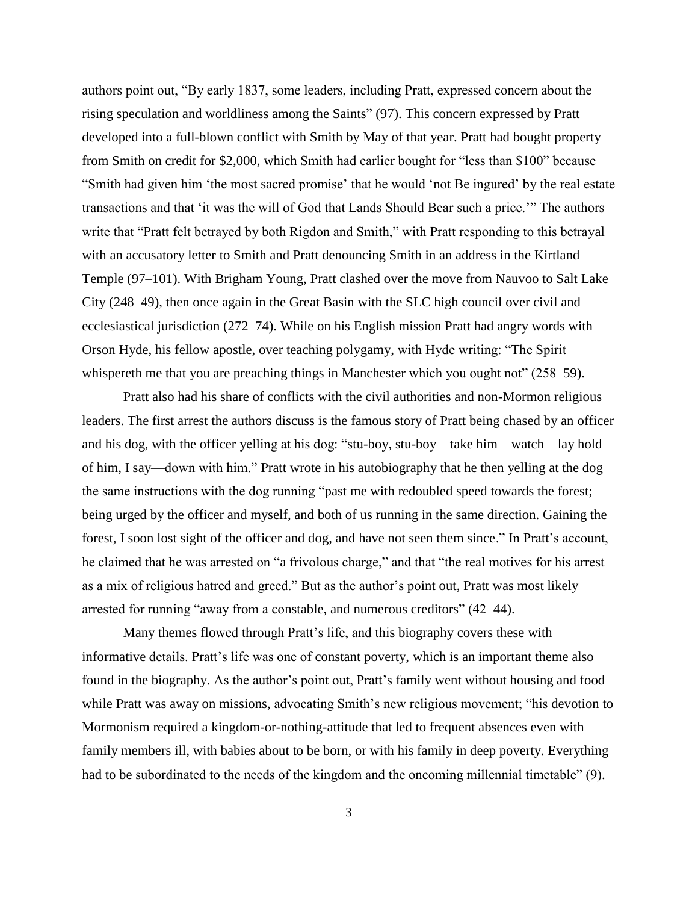authors point out, "By early 1837, some leaders, including Pratt, expressed concern about the rising speculation and worldliness among the Saints" (97). This concern expressed by Pratt developed into a full-blown conflict with Smith by May of that year. Pratt had bought property from Smith on credit for $2,000, which Smith had earlier bought for "less than $100" because "Smith had given him 'the most sacred promise' that he would 'not Be ingured' by the real estate transactions and that 'it was the will of God that Lands Should Bear such a price.'" The authors write that "Pratt felt betrayed by both Rigdon and Smith," with Pratt responding to this betrayal with an accusatory letter to Smith and Pratt denouncing Smith in an address in the Kirtland Temple (97–101). With Brigham Young, Pratt clashed over the move from Nauvoo to Salt Lake City (248–49), then once again in the Great Basin with the SLC high council over civil and ecclesiastical jurisdiction (272–74). While on his English mission Pratt had angry words with Orson Hyde, his fellow apostle, over teaching polygamy, with Hyde writing: "The Spirit whispereth me that you are preaching things in Manchester which you ought not" (258–59).

Pratt also had his share of conflicts with the civil authorities and non-Mormon religious leaders. The first arrest the authors discuss is the famous story of Pratt being chased by an officer and his dog, with the officer yelling at his dog: "stu-boy, stu-boy—take him—watch—lay hold of him, I say—down with him." Pratt wrote in his autobiography that he then yelling at the dog the same instructions with the dog running "past me with redoubled speed towards the forest; being urged by the officer and myself, and both of us running in the same direction. Gaining the forest, I soon lost sight of the officer and dog, and have not seen them since." In Pratt's account, he claimed that he was arrested on "a frivolous charge," and that "the real motives for his arrest as a mix of religious hatred and greed." But as the author's point out, Pratt was most likely arrested for running "away from a constable, and numerous creditors" (42–44).

Many themes flowed through Pratt's life, and this biography covers these with informative details. Pratt's life was one of constant poverty, which is an important theme also found in the biography. As the author's point out, Pratt's family went without housing and food while Pratt was away on missions, advocating Smith's new religious movement; "his devotion to Mormonism required a kingdom-or-nothing-attitude that led to frequent absences even with family members ill, with babies about to be born, or with his family in deep poverty. Everything had to be subordinated to the needs of the kingdom and the oncoming millennial timetable" (9).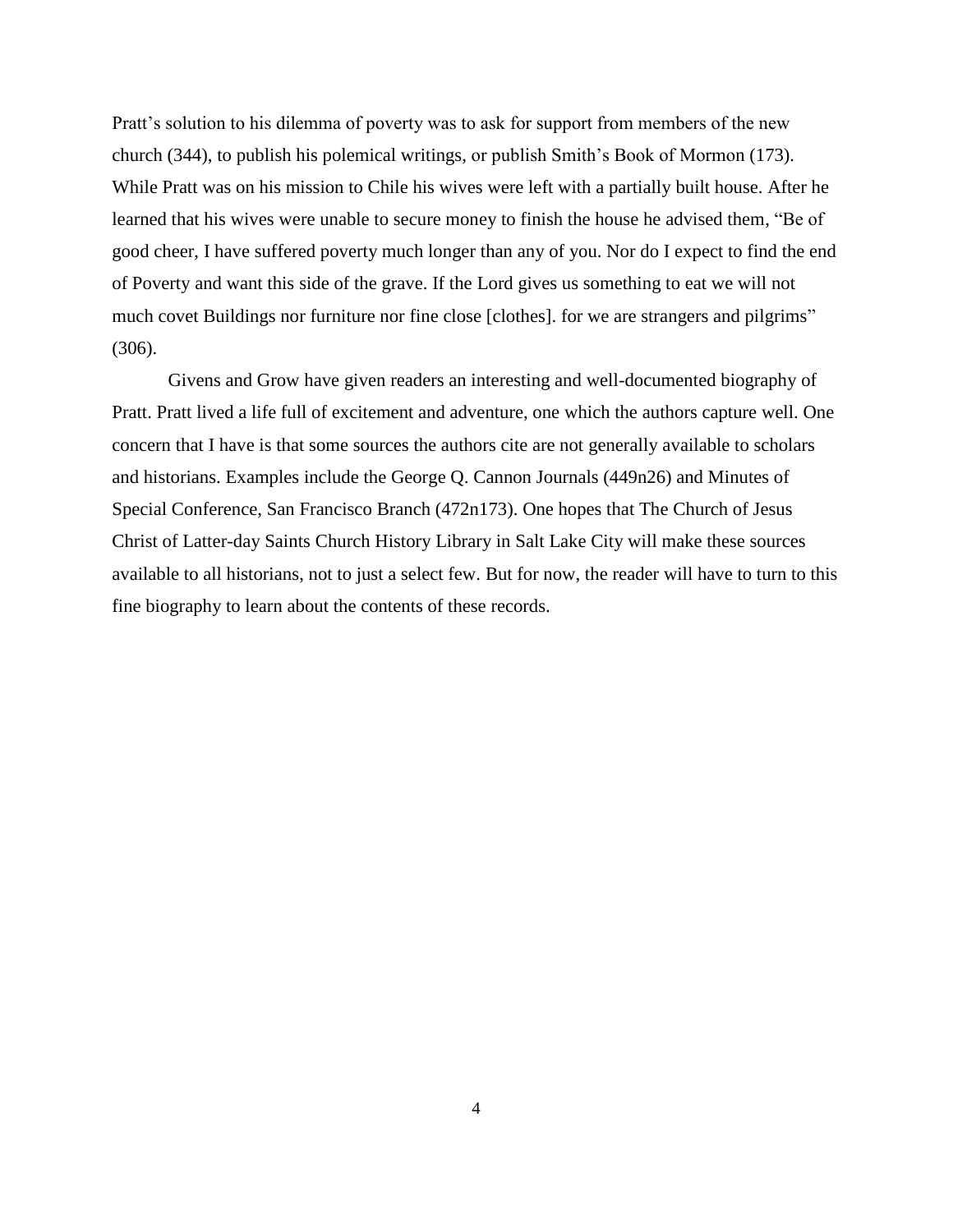Pratt's solution to his dilemma of poverty was to ask for support from members of the new church (344), to publish his polemical writings, or publish Smith's Book of Mormon (173). While Pratt was on his mission to Chile his wives were left with a partially built house. After he learned that his wives were unable to secure money to finish the house he advised them, "Be of good cheer, I have suffered poverty much longer than any of you. Nor do I expect to find the end of Poverty and want this side of the grave. If the Lord gives us something to eat we will not much covet Buildings nor furniture nor fine close [clothes]. for we are strangers and pilgrims" (306).

Givens and Grow have given readers an interesting and well-documented biography of Pratt. Pratt lived a life full of excitement and adventure, one which the authors capture well. One concern that I have is that some sources the authors cite are not generally available to scholars and historians. Examples include the George Q. Cannon Journals (449n26) and Minutes of Special Conference, San Francisco Branch (472n173). One hopes that The Church of Jesus Christ of Latter-day Saints Church History Library in Salt Lake City will make these sources available to all historians, not to just a select few. But for now, the reader will have to turn to this fine biography to learn about the contents of these records.